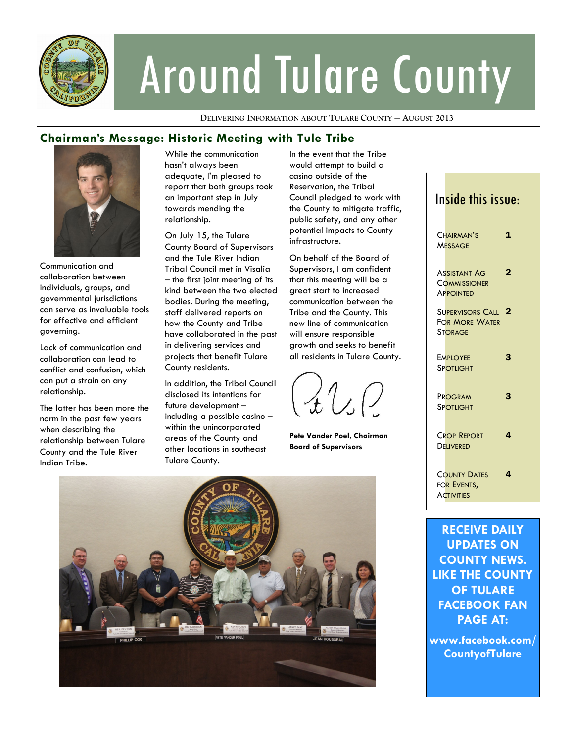# Around Tulare County

DELIVERING INFORMATION ABOUT TULARE COUNTY — AUGUST 2013

## Chairman's Message: Historic Meeting with Tule Tribe

Communication and collaboration between individuals, groups, and governmental jurisdictions can serve as invaluable tools for effective and efficient governing.

Lack of communication and collaboration can lead to conflict and confusion, which can put a strain on any relationship.

The latter has been more the norm in the past few years when describing the relationship between Tulare County and the Tule River Indian Tribe.

While the communication hasn't always been adequate, I'm pleased to report that both groups took an important step in July towards mending the relationship.

On July 15, the Tulare County Board of Supervisors and the Tule River Indian Tribal Council met in Visalia – the first joint meeting of its kind between the two elected bodies. During the meeting, staff delivered reports on how the County and Tribe have collaborated in the past in delivering services and projects that benefit Tulare County residents.

In addition, the Tribal Council disclosed its intentions for future development – including a possible casino – within the unincorporated areas of the County and other locations in southeast Tulare County.

In the event that the Tribe would attempt to build a casino outside of the Reservation, the Tribal Council pledged to work with the County to mitigate traffic, public safety, and any other potential impacts to County infrastructure.

On behalf of the Board of Supervisors, I am confident that this meeting will be a great start to increased communication between the Tribe and the County. This new line of communication will ensure responsible growth and seeks to benefit all residents in Tulare County.

**Pete Vander Poel, Chairman**
**Board of Supervisors**

### Inside this issue:

| | |
|---|---|
| Chairman's Message | 1 |
| Assistant Ag Commissioner Appointed | 2 |
| Supervisors Call For More Water Storage | 2 |
| Employee Spotlight | 3 |
| Program Spotlight | 3 |
| Crop Report Delivered | 4 |
| County Dates for Events, Activities | 4 |

**RECEIVE DAILY UPDATES ON COUNTY NEWS. LIKE THE COUNTY OF TULARE FACEBOOK FAN PAGE AT:**

**www.facebook.com/CountyofTulare**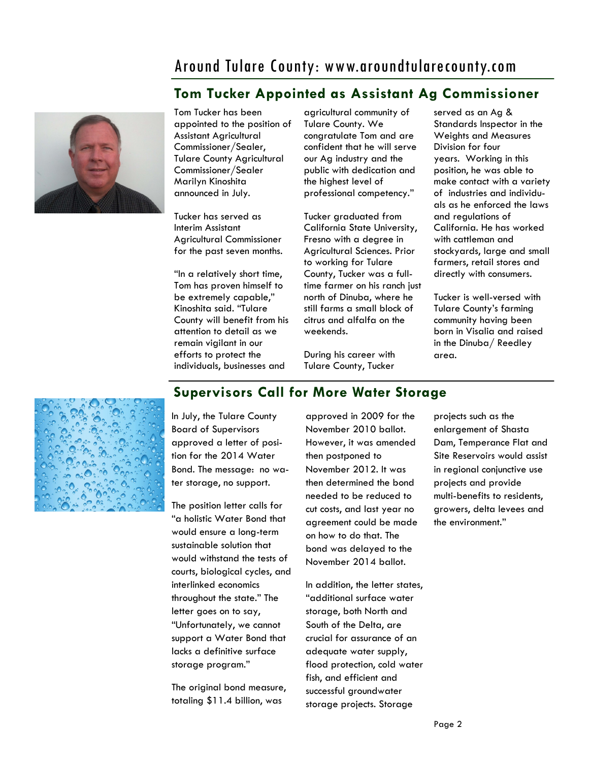## Tom Tucker Appointed as Assistant Ag Commissioner

Tom Tucker has been appointed to the position of Assistant Agricultural Commissioner/Sealer, Tulare County Agricultural Commissioner/Sealer Marilyn Kinoshita announced in July.

Tucker has served as Interim Assistant Agricultural Commissioner for the past seven months.

"In a relatively short time, Tom has proven himself to be extremely capable," Kinoshita said. "Tulare County will benefit from his attention to detail as we remain vigilant in our efforts to protect the individuals, businesses and agricultural community of Tulare County. We congratulate Tom and are confident that he will serve our Ag industry and the public with dedication and the highest level of professional competency."

Tucker graduated from California State University, Fresno with a degree in Agricultural Sciences. Prior to working for Tulare County, Tucker was a full-time farmer on his ranch just north of Dinuba, where he still farms a small block of citrus and alfalfa on the weekends.

During his career with Tulare County, Tucker served as an Ag & Standards Inspector in the Weights and Measures Division for four years. Working in this position, he was able to make contact with a variety of industries and individuals as he enforced the laws and regulations of California. He has worked with cattleman and stockyards, large and small farmers, retail stores and directly with consumers.

Tucker is well-versed with Tulare County's farming community having been born in Visalia and raised in the Dinuba/ Reedley area.

## Supervisors Call for More Water Storage

In July, the Tulare County Board of Supervisors approved a letter of position for the 2014 Water Bond. The message: no water storage, no support.

The position letter calls for "a holistic Water Bond that would ensure a long-term sustainable solution that would withstand the tests of courts, biological cycles, and interlinked economics throughout the state." The letter goes on to say, "Unfortunately, we cannot support a Water Bond that lacks a definitive surface storage program."

The original bond measure, totaling $11.4 billion, was approved in 2009 for the November 2010 ballot. However, it was amended then postponed to November 2012. It was then determined the bond needed to be reduced to cut costs, and last year no agreement could be made on how to do that. The bond was delayed to the November 2014 ballot.

In addition, the letter states, "additional surface water storage, both North and South of the Delta, are crucial for assurance of an adequate water supply, flood protection, cold water fish, and efficient and successful groundwater storage projects. Storage projects such as the enlargement of Shasta Dam, Temperance Flat and Site Reservoirs would assist in regional conjunctive use projects and provide multi-benefits to residents, growers, delta levees and the environment."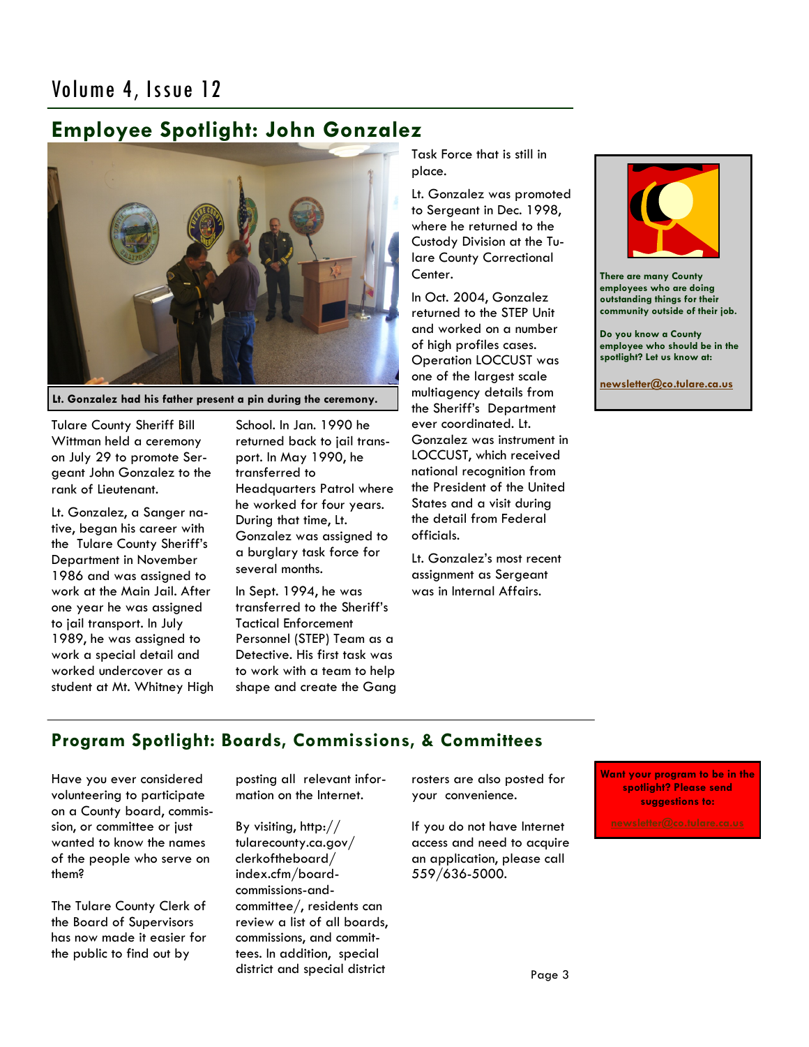## Employee Spotlight: John Gonzalez

Lt. Gonzalez had his father present a pin during the ceremony.

Tulare County Sheriff Bill Wittman held a ceremony on July 29 to promote Sergeant John Gonzalez to the rank of Lieutenant.

Lt. Gonzalez, a Sanger native, began his career with the Tulare County Sheriff's Department in November 1986 and was assigned to work at the Main Jail. After one year he was assigned to jail transport. In July 1989, he was assigned to work a special detail and worked undercover as a student at Mt. Whitney High School. In Jan. 1990 he returned back to jail transport. In May 1990, he transferred to Headquarters Patrol where he worked for four years. During that time, Lt. Gonzalez was assigned to a burglary task force for several months.

In Sept. 1994, he was transferred to the Sheriff's Tactical Enforcement Personnel (STEP) Team as a Detective. His first task was to work with a team to help shape and create the Gang Task Force that is still in place.

Lt. Gonzalez was promoted to Sergeant in Dec. 1998, where he returned to the Custody Division at the Tulare County Correctional Center.

In Oct. 2004, Gonzalez returned to the STEP Unit and worked on a number of high profiles cases. Operation LOCCUST was one of the largest scale multiagency details from the Sheriff's Department ever coordinated. Lt. Gonzalez was instrument in LOCCUST, which received national recognition from the President of the United States and a visit during the detail from Federal officials.

Lt. Gonzalez's most recent assignment as Sergeant was in Internal Affairs.

**There are many County employees who are doing outstanding things for their community outside of their job.**

**Do you know a County employee who should be in the spotlight? Let us know at:**

**newsletter@co.tulare.ca.us**

## Program Spotlight: Boards, Commissions, & Committees

Have you ever considered volunteering to participate on a County board, commission, or committee or just wanted to know the names of the people who serve on them?

The Tulare County Clerk of the Board of Supervisors has now made it easier for the public to find out by posting all relevant information on the Internet.

By visiting, http://tularecounty.ca.gov/clerkoftheboard/index.cfm/board-commissions-and-committee/, residents can review a list of all boards, commissions, and committees. In addition, special district and special district rosters are also posted for your convenience.

If you do not have Internet access and need to acquire an application, please call 559/636-5000.

**Want your program to be in the spotlight? Please send suggestions to:**

**newsletter@co.tulare.ca.us**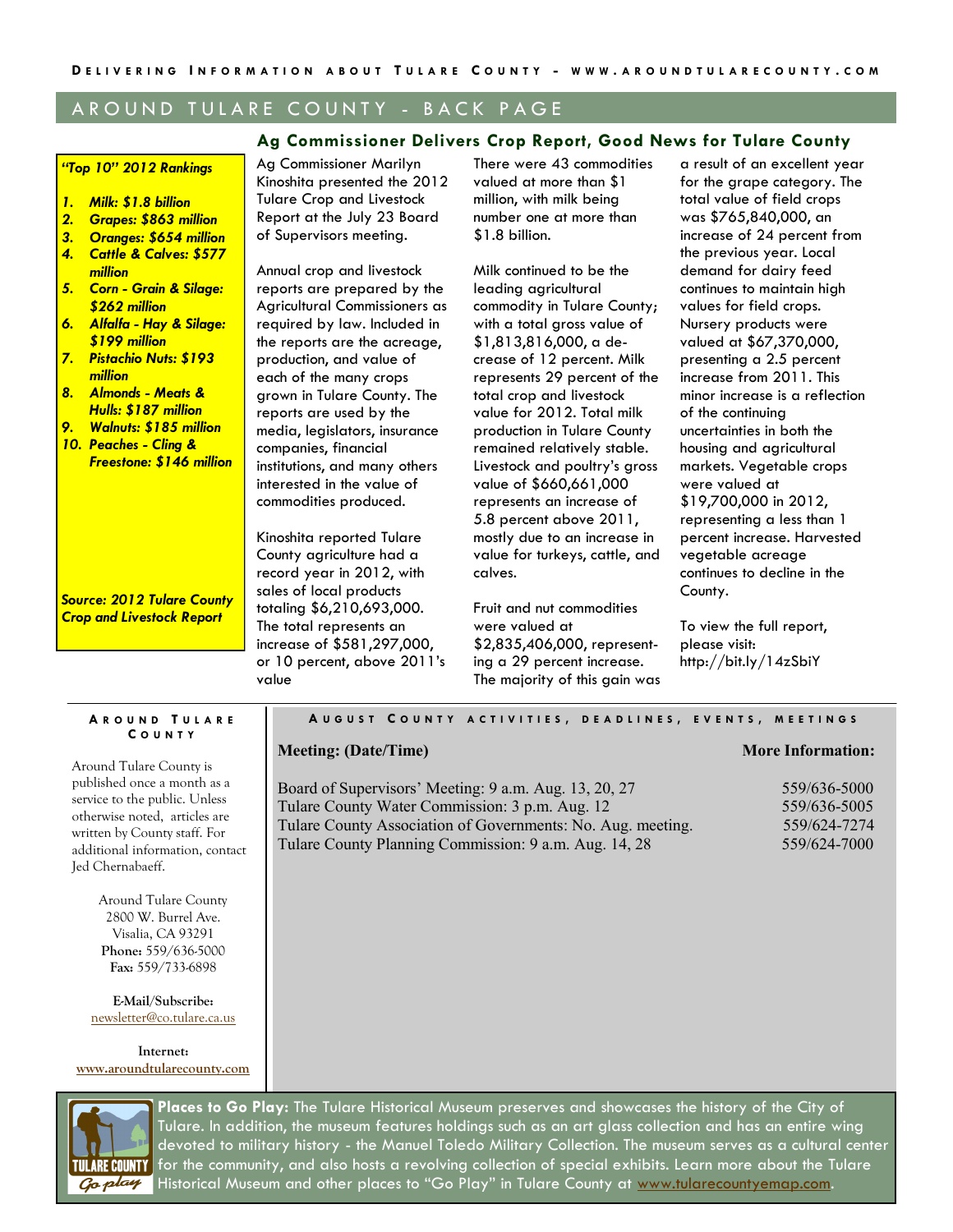## AROUND TULARE COUNTY - BACK PAGE

### Ag Commissioner Delivers Crop Report, Good News for Tulare County

***"Top 10" 2012 Rankings***

1. ***Milk: $1.8 billion***
2. ***Grapes: $863 million***
3. ***Oranges: $654 million***
4. ***Cattle & Calves: $577 million***
5. ***Corn - Grain & Silage: $262 million***
6. ***Alfalfa - Hay & Silage: $199 million***
7. ***Pistachio Nuts: $193 million***
8. ***Almonds - Meats & Hulls: $187 million***
9. ***Walnuts: $185 million***
10. ***Peaches - Cling & Freestone: $146 million***

***Source: 2012 Tulare County Crop and Livestock Report***

Ag Commissioner Marilyn Kinoshita presented the 2012 Tulare Crop and Livestock Report at the July 23 Board of Supervisors meeting.

Annual crop and livestock reports are prepared by the Agricultural Commissioners as required by law. Included in the reports are the acreage, production, and value of each of the many crops grown in Tulare County. The reports are used by the media, legislators, insurance companies, financial institutions, and many others interested in the value of commodities produced.

Kinoshita reported Tulare County agriculture had a record year in 2012, with sales of local products totaling $6,210,693,000. The total represents an increase of $581,297,000, or 10 percent, above 2011's value

There were 43 commodities valued at more than $1 million, with milk being number one at more than $1.8 billion.

Milk continued to be the leading agricultural commodity in Tulare County; with a total gross value of $1,813,816,000, a decrease of 12 percent. Milk represents 29 percent of the total crop and livestock value for 2012. Total milk production in Tulare County remained relatively stable. Livestock and poultry's gross value of $660,661,000 represents an increase of 5.8 percent above 2011, mostly due to an increase in value for turkeys, cattle, and calves.

Fruit and nut commodities were valued at $2,835,406,000, representing a 29 percent increase. The majority of this gain was a result of an excellent year for the grape category. The total value of field crops was $765,840,000, an increase of 24 percent from the previous year. Local demand for dairy feed continues to maintain high values for field crops. Nursery products were valued at $67,370,000, presenting a 2.5 percent increase from 2011. This minor increase is a reflection of the continuing uncertainties in both the housing and agricultural markets. Vegetable crops were valued at $19,700,000 in 2012, representing a less than 1 percent increase. Harvested vegetable acreage continues to decline in the County.

To view the full report, please visit: http://bit.ly/14zSbiY

**AROUND TULARE COUNTY**

Around Tulare County is published once a month as a service to the public. Unless otherwise noted, articles are written by County staff. For additional information, contact Jed Chernabaeff.

Around Tulare County
2800 W. Burrel Ave.
Visalia, CA 93291
**Phone:** 559/636-5000
**Fax:** 559/733-6898

**E-Mail/Subscribe:**
newsletter@co.tulare.ca.us

**Internet:**
www.aroundtularecounty.com

**AUGUST COUNTY ACTIVITIES, DEADLINES, EVENTS, MEETINGS**

| Meeting: (Date/Time) | More Information: |
|---|---|
| Board of Supervisors' Meeting: 9 a.m. Aug. 13, 20, 27 | 559/636-5000 |
| Tulare County Water Commission: 3 p.m. Aug. 12 | 559/636-5005 |
| Tulare County Association of Governments: No. Aug. meeting. | 559/624-7274 |
| Tulare County Planning Commission: 9 a.m. Aug. 14, 28 | 559/624-7000 |

**Places to Go Play:** The Tulare Historical Museum preserves and showcases the history of the City of Tulare. In addition, the museum features holdings such as an art glass collection and has an entire wing devoted to military history - the Manuel Toledo Military Collection. The museum serves as a cultural center for the community, and also hosts a revolving collection of special exhibits. Learn more about the Tulare Historical Museum and other places to "Go Play" in Tulare County at www.tularecountyemap.com.